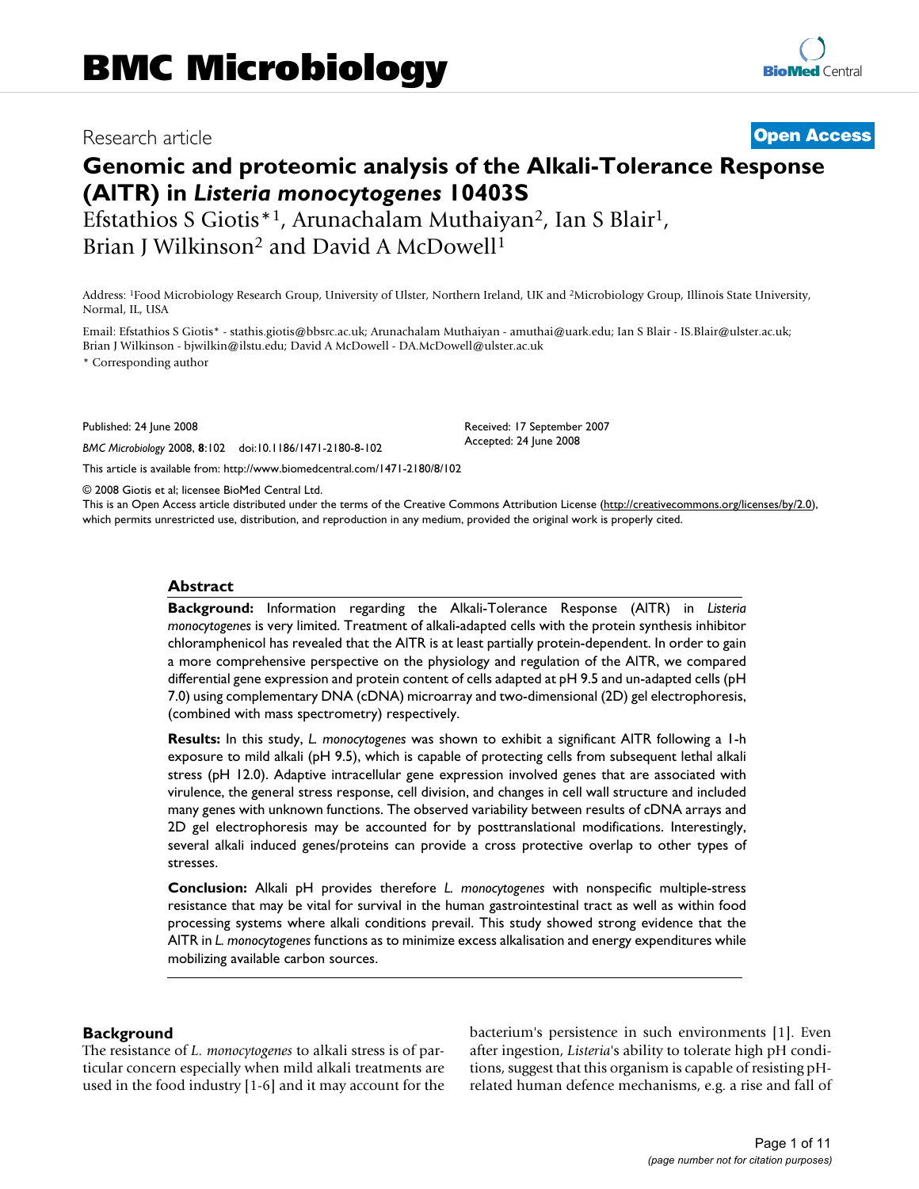# BMC Microbiology

Research article

**Open Access**

## Genomic and proteomic analysis of the Alkali-Tolerance Response (AlTR) in *Listeria monocytogenes* 10403S

Efstathios S Giotis*[1], Arunachalam Muthaiyan[2], Ian S Blair[1], Brian J Wilkinson[2] and David A McDowell[1]

Address: [1]Food Microbiology Research Group, University of Ulster, Northern Ireland, UK and [2]Microbiology Group, Illinois State University, Normal, IL, USA

Email: Efstathios S Giotis* - stathis.giotis@bbsrc.ac.uk; Arunachalam Muthaiyan - amuthai@uark.edu; Ian S Blair - IS.Blair@ulster.ac.uk; Brian J Wilkinson - bjwilkin@ilstu.edu; David A McDowell - DA.McDowell@ulster.ac.uk

\* Corresponding author

Published: 24 June 2008

*BMC Microbiology* 2008, **8**:102 doi:10.1186/1471-2180-8-102

Received: 17 September 2007
Accepted: 24 June 2008

This article is available from: http://www.biomedcentral.com/1471-2180/8/102

© 2008 Giotis et al; licensee BioMed Central Ltd.
This is an Open Access article distributed under the terms of the Creative Commons Attribution License (http://creativecommons.org/licenses/by/2.0), which permits unrestricted use, distribution, and reproduction in any medium, provided the original work is properly cited.

### Abstract

**Background:** Information regarding the Alkali-Tolerance Response (AlTR) in *Listeria monocytogenes* is very limited. Treatment of alkali-adapted cells with the protein synthesis inhibitor chloramphenicol has revealed that the AlTR is at least partially protein-dependent. In order to gain a more comprehensive perspective on the physiology and regulation of the AlTR, we compared differential gene expression and protein content of cells adapted at pH 9.5 and un-adapted cells (pH 7.0) using complementary DNA (cDNA) microarray and two-dimensional (2D) gel electrophoresis, (combined with mass spectrometry) respectively.

**Results:** In this study, *L. monocytogenes* was shown to exhibit a significant AlTR following a 1-h exposure to mild alkali (pH 9.5), which is capable of protecting cells from subsequent lethal alkali stress (pH 12.0). Adaptive intracellular gene expression involved genes that are associated with virulence, the general stress response, cell division, and changes in cell wall structure and included many genes with unknown functions. The observed variability between results of cDNA arrays and 2D gel electrophoresis may be accounted for by posttranslational modifications. Interestingly, several alkali induced genes/proteins can provide a cross protective overlap to other types of stresses.

**Conclusion:** Alkali pH provides therefore *L. monocytogenes* with nonspecific multiple-stress resistance that may be vital for survival in the human gastrointestinal tract as well as within food processing systems where alkali conditions prevail. This study showed strong evidence that the AlTR in *L. monocytogenes* functions as to minimize excess alkalisation and energy expenditures while mobilizing available carbon sources.

### Background

The resistance of *L. monocytogenes* to alkali stress is of particular concern especially when mild alkali treatments are used in the food industry [1-6] and it may account for the bacterium's persistence in such environments [1]. Even after ingestion, *Listeria*'s ability to tolerate high pH conditions, suggest that this organism is capable of resisting pH-related human defence mechanisms, e.g. a rise and fall of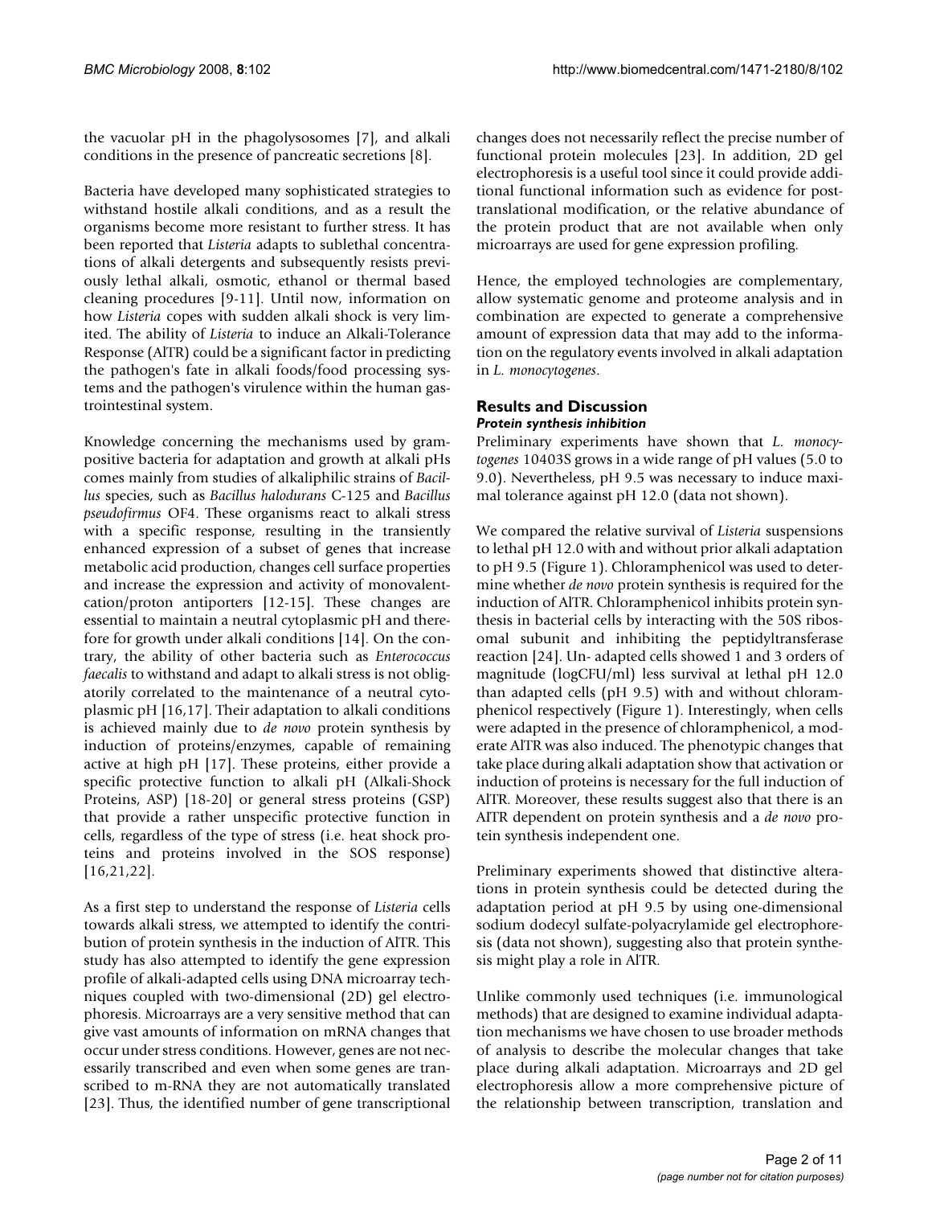the vacuolar pH in the phagolysosomes [7], and alkali conditions in the presence of pancreatic secretions [8].

Bacteria have developed many sophisticated strategies to withstand hostile alkali conditions, and as a result the organisms become more resistant to further stress. It has been reported that *Listeria* adapts to sublethal concentrations of alkali detergents and subsequently resists previously lethal alkali, osmotic, ethanol or thermal based cleaning procedures [9-11]. Until now, information on how *Listeria* copes with sudden alkali shock is very limited. The ability of *Listeria* to induce an Alkali-Tolerance Response (AlTR) could be a significant factor in predicting the pathogen's fate in alkali foods/food processing systems and the pathogen's virulence within the human gastrointestinal system.

Knowledge concerning the mechanisms used by gram-positive bacteria for adaptation and growth at alkali pHs comes mainly from studies of alkaliphilic strains of *Bacillus* species, such as *Bacillus halodurans* C-125 and *Bacillus pseudofirmus* OF4. These organisms react to alkali stress with a specific response, resulting in the transiently enhanced expression of a subset of genes that increase metabolic acid production, changes cell surface properties and increase the expression and activity of monovalent-cation/proton antiporters [12-15]. These changes are essential to maintain a neutral cytoplasmic pH and therefore for growth under alkali conditions [14]. On the contrary, the ability of other bacteria such as *Enterococcus faecalis* to withstand and adapt to alkali stress is not obligatorily correlated to the maintenance of a neutral cytoplasmic pH [16,17]. Their adaptation to alkali conditions is achieved mainly due to *de novo* protein synthesis by induction of proteins/enzymes, capable of remaining active at high pH [17]. These proteins, either provide a specific protective function to alkali pH (Alkali-Shock Proteins, ASP) [18-20] or general stress proteins (GSP) that provide a rather unspecific protective function in cells, regardless of the type of stress (i.e. heat shock proteins and proteins involved in the SOS response) [16,21,22].

As a first step to understand the response of *Listeria* cells towards alkali stress, we attempted to identify the contribution of protein synthesis in the induction of AlTR. This study has also attempted to identify the gene expression profile of alkali-adapted cells using DNA microarray techniques coupled with two-dimensional (2D) gel electrophoresis. Microarrays are a very sensitive method that can give vast amounts of information on mRNA changes that occur under stress conditions. However, genes are not necessarily transcribed and even when some genes are transcribed to m-RNA they are not automatically translated [23]. Thus, the identified number of gene transcriptional changes does not necessarily reflect the precise number of functional protein molecules [23]. In addition, 2D gel electrophoresis is a useful tool since it could provide additional functional information such as evidence for post-translational modification, or the relative abundance of the protein product that are not available when only microarrays are used for gene expression profiling.

Hence, the employed technologies are complementary, allow systematic genome and proteome analysis and in combination are expected to generate a comprehensive amount of expression data that may add to the information on the regulatory events involved in alkali adaptation in *L. monocytogenes*.

## Results and Discussion

### *Protein synthesis inhibition*

Preliminary experiments have shown that *L. monocytogenes* 10403S grows in a wide range of pH values (5.0 to 9.0). Nevertheless, pH 9.5 was necessary to induce maximal tolerance against pH 12.0 (data not shown).

We compared the relative survival of *Listeria* suspensions to lethal pH 12.0 with and without prior alkali adaptation to pH 9.5 (Figure 1). Chloramphenicol was used to determine whether *de novo* protein synthesis is required for the induction of AlTR. Chloramphenicol inhibits protein synthesis in bacterial cells by interacting with the 50S ribosomal subunit and inhibiting the peptidyltransferase reaction [24]. Un- adapted cells showed 1 and 3 orders of magnitude (logCFU/ml) less survival at lethal pH 12.0 than adapted cells (pH 9.5) with and without chloramphenicol respectively (Figure 1). Interestingly, when cells were adapted in the presence of chloramphenicol, a moderate AlTR was also induced. The phenotypic changes that take place during alkali adaptation show that activation or induction of proteins is necessary for the full induction of AlTR. Moreover, these results suggest also that there is an AlTR dependent on protein synthesis and a *de novo* protein synthesis independent one.

Preliminary experiments showed that distinctive alterations in protein synthesis could be detected during the adaptation period at pH 9.5 by using one-dimensional sodium dodecyl sulfate-polyacrylamide gel electrophoresis (data not shown), suggesting also that protein synthesis might play a role in AlTR.

Unlike commonly used techniques (i.e. immunological methods) that are designed to examine individual adaptation mechanisms we have chosen to use broader methods of analysis to describe the molecular changes that take place during alkali adaptation. Microarrays and 2D gel electrophoresis allow a more comprehensive picture of the relationship between transcription, translation and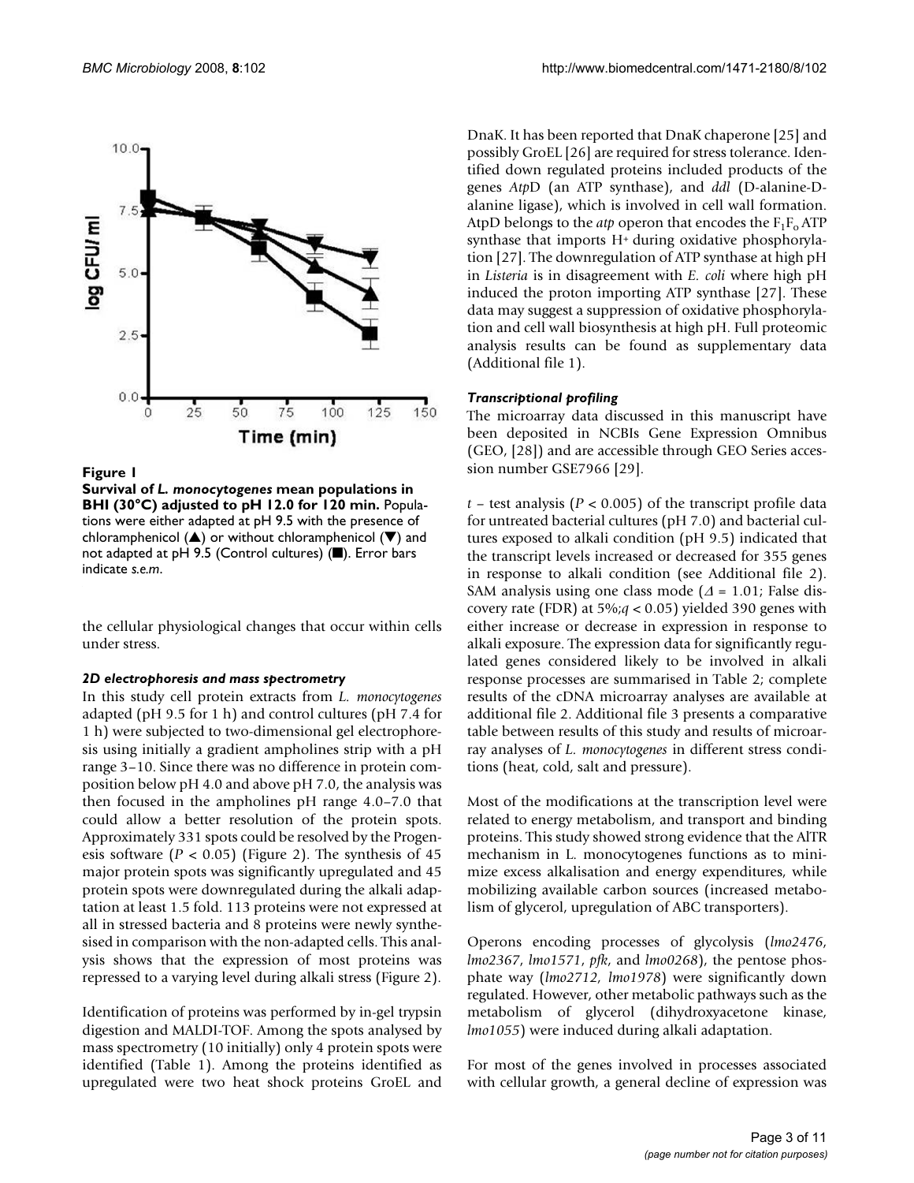**Figure 1**

**Survival of *L. monocytogenes* mean populations in BHI (30°C) adjusted to pH 12.0 for 120 min.** Populations were either adapted at pH 9.5 with the presence of chloramphenicol (▲) or without chloramphenicol (▼) and not adapted at pH 9.5 (Control cultures) (■). Error bars indicate *s.e.m*.

the cellular physiological changes that occur within cells under stress.

### 2D electrophoresis and mass spectrometry

In this study cell protein extracts from *L. monocytogenes* adapted (pH 9.5 for 1 h) and control cultures (pH 7.4 for 1 h) were subjected to two-dimensional gel electrophoresis using initially a gradient ampholines strip with a pH range 3–10. Since there was no difference in protein composition below pH 4.0 and above pH 7.0, the analysis was then focused in the ampholines pH range 4.0–7.0 that could allow a better resolution of the protein spots. Approximately 331 spots could be resolved by the Progenesis software ($P < 0.05$) (Figure 2). The synthesis of 45 major protein spots was significantly upregulated and 45 protein spots were downregulated during the alkali adaptation at least 1.5 fold. 113 proteins were not expressed at all in stressed bacteria and 8 proteins were newly synthesised in comparison with the non-adapted cells. This analysis shows that the expression of most proteins was repressed to a varying level during alkali stress (Figure 2).

Identification of proteins was performed by in-gel trypsin digestion and MALDI-TOF. Among the spots analysed by mass spectrometry (10 initially) only 4 protein spots were identified (Table 1). Among the proteins identified as upregulated were two heat shock proteins GroEL and DnaK. It has been reported that DnaK chaperone [25] and possibly GroEL [26] are required for stress tolerance. Identified down regulated proteins included products of the genes *Atp*D (an ATP synthase), and *ddl* (D-alanine-D-alanine ligase), which is involved in cell wall formation. AtpD belongs to the *atp* operon that encodes the $F_1F_o$ ATP synthase that imports $H^+$ during oxidative phosphorylation [27]. The downregulation of ATP synthase at high pH in *Listeria* is in disagreement with *E. coli* where high pH induced the proton importing ATP synthase [27]. These data may suggest a suppression of oxidative phosphorylation and cell wall biosynthesis at high pH. Full proteomic analysis results can be found as supplementary data (Additional file 1).

### Transcriptional profiling

The microarray data discussed in this manuscript have been deposited in NCBIs Gene Expression Omnibus (GEO, [28]) and are accessible through GEO Series accession number GSE7966 [29].

*t* – test analysis ($P < 0.005$) of the transcript profile data for untreated bacterial cultures (pH 7.0) and bacterial cultures exposed to alkali condition (pH 9.5) indicated that the transcript levels increased or decreased for 355 genes in response to alkali condition (see Additional file 2). SAM analysis using one class mode ($\Delta = 1.01$; False discovery rate (FDR) at 5%;$q < 0.05$) yielded 390 genes with either increase or decrease in expression in response to alkali exposure. The expression data for significantly regulated genes considered likely to be involved in alkali response processes are summarised in Table 2; complete results of the cDNA microarray analyses are available at additional file 2. Additional file 3 presents a comparative table between results of this study and results of microarray analyses of *L. monocytogenes* in different stress conditions (heat, cold, salt and pressure).

Most of the modifications at the transcription level were related to energy metabolism, and transport and binding proteins. This study showed strong evidence that the AlTR mechanism in L. monocytogenes functions as to minimize excess alkalisation and energy expenditures, while mobilizing available carbon sources (increased metabolism of glycerol, upregulation of ABC transporters).

Operons encoding processes of glycolysis (*lmo2476*, *lmo2367*, *lmo1571*, *pfk*, and *lmo0268*), the pentose phosphate way (*lmo2712*, *lmo1978*) were significantly down regulated. However, other metabolic pathways such as the metabolism of glycerol (dihydroxyacetone kinase, *lmo1055*) were induced during alkali adaptation.

For most of the genes involved in processes associated with cellular growth, a general decline of expression was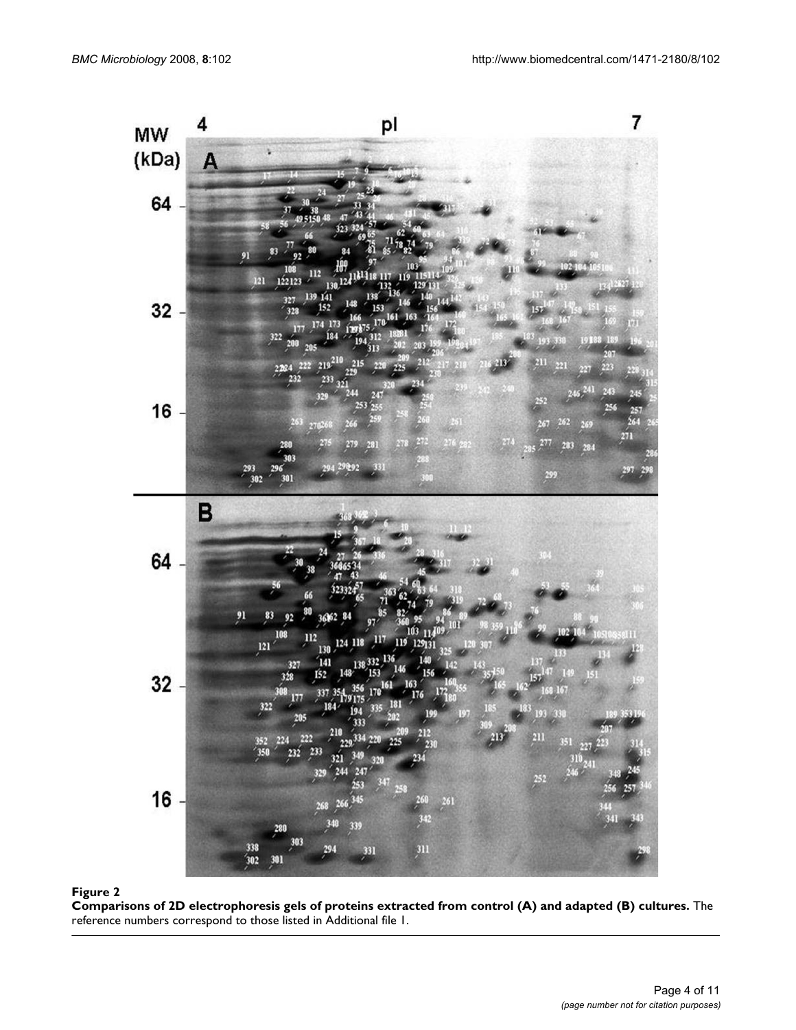**Figure 2**

**Comparisons of 2D electrophoresis gels of proteins extracted from control (A) and adapted (B) cultures.** The reference numbers correspond to those listed in Additional file 1.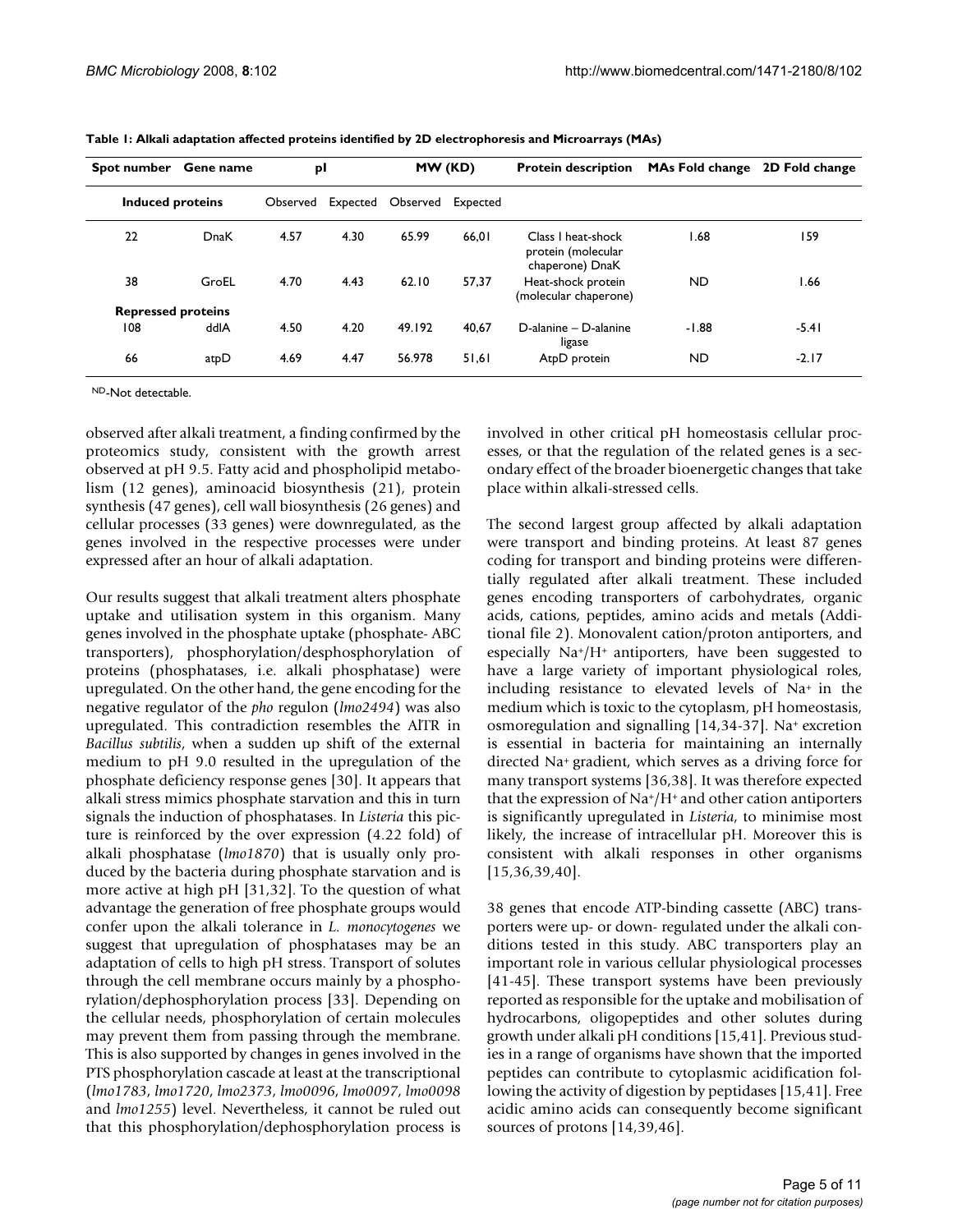**Table 1: Alkali adaptation affected proteins identified by 2D electrophoresis and Microarrays (MAs)**

| Spot number | Gene name | pI | | MW (KD) | | Protein description | MAs Fold change | 2D Fold change |
|---|---|---|---|---|---|---|---|---|
| **Induced proteins** | | Observed | Expected | Observed | Expected | | | |
| 22 | DnaK | 4.57 | 4.30 | 65.99 | 66,01 | Class I heat-shock protein (molecular chaperone) DnaK | 1.68 | 159 |
| 38 | GroEL | 4.70 | 4.43 | 62.10 | 57,37 | Heat-shock protein (molecular chaperone) | ND | 1.66 |
| **Repressed proteins** | | | | | | | | |
| 108 | ddlA | 4.50 | 4.20 | 49.192 | 40,67 | D-alanine – D-alanine ligase | -1.88 | -5.41 |
| 66 | atpD | 4.69 | 4.47 | 56.978 | 51,61 | AtpD protein | ND | -2.17 |

ND-Not detectable.

observed after alkali treatment, a finding confirmed by the proteomics study, consistent with the growth arrest observed at pH 9.5. Fatty acid and phospholipid metabolism (12 genes), aminoacid biosynthesis (21), protein synthesis (47 genes), cell wall biosynthesis (26 genes) and cellular processes (33 genes) were downregulated, as the genes involved in the respective processes were under expressed after an hour of alkali adaptation.

Our results suggest that alkali treatment alters phosphate uptake and utilisation system in this organism. Many genes involved in the phosphate uptake (phosphate- ABC transporters), phosphorylation/desphosphorylation of proteins (phosphatases, i.e. alkali phosphatase) were upregulated. On the other hand, the gene encoding for the negative regulator of the *pho* regulon (*lmo2494*) was also upregulated. This contradiction resembles the AlTR in *Bacillus subtilis*, when a sudden up shift of the external medium to pH 9.0 resulted in the upregulation of the phosphate deficiency response genes [30]. It appears that alkali stress mimics phosphate starvation and this in turn signals the induction of phosphatases. In *Listeria* this picture is reinforced by the over expression (4.22 fold) of alkali phosphatase (*lmo1870*) that is usually only produced by the bacteria during phosphate starvation and is more active at high pH [31,32]. To the question of what advantage the generation of free phosphate groups would confer upon the alkali tolerance in *L. monocytogenes* we suggest that upregulation of phosphatases may be an adaptation of cells to high pH stress. Transport of solutes through the cell membrane occurs mainly by a phosphorylation/dephosphorylation process [33]. Depending on the cellular needs, phosphorylation of certain molecules may prevent them from passing through the membrane. This is also supported by changes in genes involved in the PTS phosphorylation cascade at least at the transcriptional (*lmo1783*, *lmo1720*, *lmo2373*, *lmo0096*, *lmo0097*, *lmo0098* and *lmo1255*) level. Nevertheless, it cannot be ruled out that this phosphorylation/dephosphorylation process is involved in other critical pH homeostasis cellular processes, or that the regulation of the related genes is a secondary effect of the broader bioenergetic changes that take place within alkali-stressed cells.

The second largest group affected by alkali adaptation were transport and binding proteins. At least 87 genes coding for transport and binding proteins were differentially regulated after alkali treatment. These included genes encoding transporters of carbohydrates, organic acids, cations, peptides, amino acids and metals (Additional file 2). Monovalent cation/proton antiporters, and especially $Na^+/H^+$ antiporters, have been suggested to have a large variety of important physiological roles, including resistance to elevated levels of $Na^+$ in the medium which is toxic to the cytoplasm, pH homeostasis, osmoregulation and signalling [14,34-37]. $Na^+$ excretion is essential in bacteria for maintaining an internally directed $Na^+$ gradient, which serves as a driving force for many transport systems [36,38]. It was therefore expected that the expression of $Na^+/H^+$ and other cation antiporters is significantly upregulated in *Listeria*, to minimise most likely, the increase of intracellular pH. Moreover this is consistent with alkali responses in other organisms [15,36,39,40].

38 genes that encode ATP-binding cassette (ABC) transporters were up- or down- regulated under the alkali conditions tested in this study. ABC transporters play an important role in various cellular physiological processes [41-45]. These transport systems have been previously reported as responsible for the uptake and mobilisation of hydrocarbons, oligopeptides and other solutes during growth under alkali pH conditions [15,41]. Previous studies in a range of organisms have shown that the imported peptides can contribute to cytoplasmic acidification following the activity of digestion by peptidases [15,41]. Free acidic amino acids can consequently become significant sources of protons [14,39,46].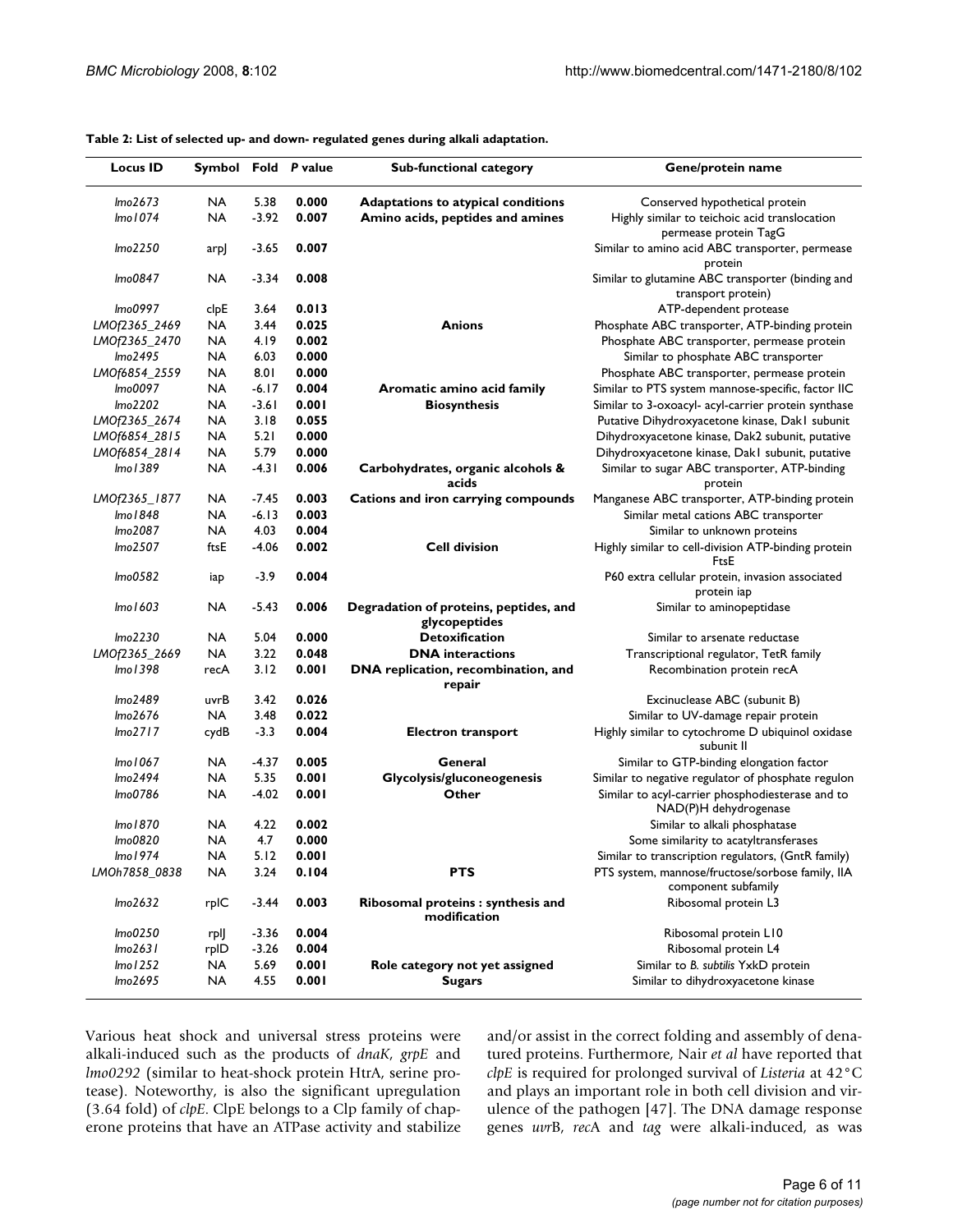**Table 2: List of selected up- and down- regulated genes during alkali adaptation.**

| Locus ID | Symbol | Fold | *P* value | Sub-functional category | Gene/protein name |
|---|---|---|---|---|---|
| *lmo2673* | NA | 5.38 | **0.000** | **Adaptations to atypical conditions** | Conserved hypothetical protein |
| *lmo1074* | NA | -3.92 | **0.007** | **Amino acids, peptides and amines** | Highly similar to teichoic acid translocation permease protein TagG |
| *lmo2250* | arpJ | -3.65 | **0.007** | | Similar to amino acid ABC transporter, permease protein |
| *lmo0847* | NA | -3.34 | **0.008** | | Similar to glutamine ABC transporter (binding and transport protein) |
| *lmo0997* | clpE | 3.64 | **0.013** | | ATP-dependent protease |
| *LMOf2365_2469* | NA | 3.44 | **0.025** | **Anions** | Phosphate ABC transporter, ATP-binding protein |
| *LMOf2365_2470* | NA | 4.19 | **0.002** | | Phosphate ABC transporter, permease protein |
| *lmo2495* | NA | 6.03 | **0.000** | | Similar to phosphate ABC transporter |
| *LMOf6854_2559* | NA | 8.01 | **0.000** | | Phosphate ABC transporter, permease protein |
| *lmo0097* | NA | -6.17 | **0.004** | **Aromatic amino acid family** | Similar to PTS system mannose-specific, factor IIC |
| *lmo2202* | NA | -3.61 | **0.001** | **Biosynthesis** | Similar to 3-oxoacyl- acyl-carrier protein synthase |
| *LMOf2365_2674* | NA | 3.18 | **0.055** | | Putative Dihydroxyacetone kinase, Dak1 subunit |
| *LMOf6854_2815* | NA | 5.21 | **0.000** | | Dihydroxyacetone kinase, Dak2 subunit, putative |
| *LMOf6854_2814* | NA | 5.79 | **0.000** | | Dihydroxyacetone kinase, Dak1 subunit, putative |
| *lmo1389* | NA | -4.31 | **0.006** | **Carbohydrates, organic alcohols & acids** | Similar to sugar ABC transporter, ATP-binding protein |
| *LMOf2365_1877* | NA | -7.45 | **0.003** | **Cations and iron carrying compounds** | Manganese ABC transporter, ATP-binding protein |
| *lmo1848* | NA | -6.13 | **0.003** | | Similar metal cations ABC transporter |
| *lmo2087* | NA | 4.03 | **0.004** | | Similar to unknown proteins |
| *lmo2507* | ftsE | -4.06 | **0.002** | **Cell division** | Highly similar to cell-division ATP-binding protein FtsE |
| *lmo0582* | iap | -3.9 | **0.004** | | P60 extra cellular protein, invasion associated protein iap |
| *lmo1603* | NA | -5.43 | **0.006** | **Degradation of proteins, peptides, and glycopeptides** | Similar to aminopeptidase |
| *lmo2230* | NA | 5.04 | **0.000** | **Detoxification** | Similar to arsenate reductase |
| *LMOf2365_2669* | NA | 3.22 | **0.048** | **DNA interactions** | Transcriptional regulator, TetR family |
| *lmo1398* | recA | 3.12 | **0.001** | **DNA replication, recombination, and repair** | Recombination protein recA |
| *lmo2489* | uvrB | 3.42 | **0.026** | | Excinuclease ABC (subunit B) |
| *lmo2676* | NA | 3.48 | **0.022** | | Similar to UV-damage repair protein |
| *lmo2717* | cydB | -3.3 | **0.004** | **Electron transport** | Highly similar to cytochrome D ubiquinol oxidase subunit II |
| *lmo1067* | NA | -4.37 | **0.005** | **General** | Similar to GTP-binding elongation factor |
| *lmo2494* | NA | 5.35 | **0.001** | **Glycolysis/gluconeogenesis** | Similar to negative regulator of phosphate regulon |
| *lmo0786* | NA | -4.02 | **0.001** | **Other** | Similar to acyl-carrier phosphodiesterase and to NAD(P)H dehydrogenase |
| *lmo1870* | NA | 4.22 | **0.002** | | Similar to alkali phosphatase |
| *lmo0820* | NA | 4.7 | **0.000** | | Some similarity to acatyltransferases |
| *lmo1974* | NA | 5.12 | **0.001** | | Similar to transcription regulators, (GntR family) |
| *LMOh7858_0838* | NA | 3.24 | **0.104** | **PTS** | PTS system, mannose/fructose/sorbose family, IIA component subfamily |
| *lmo2632* | rplC | -3.44 | **0.003** | **Ribosomal proteins : synthesis and modification** | Ribosomal protein L3 |
| *lmo0250* | rplJ | -3.36 | **0.004** | | Ribosomal protein L10 |
| *lmo2631* | rplD | -3.26 | **0.004** | | Ribosomal protein L4 |
| *lmo1252* | NA | 5.69 | **0.001** | **Role category not yet assigned** | Similar to *B. subtilis* YxkD protein |
| *lmo2695* | NA | 4.55 | **0.001** | **Sugars** | Similar to dihydroxyacetone kinase |

Various heat shock and universal stress proteins were alkali-induced such as the products of *dnaK*, *grpE* and *lmo0292* (similar to heat-shock protein HtrA, serine protease). Noteworthy, is also the significant upregulation (3.64 fold) of *clpE*. ClpE belongs to a Clp family of chaperone proteins that have an ATPase activity and stabilize and/or assist in the correct folding and assembly of denatured proteins. Furthermore, Nair *et al* have reported that *clpE* is required for prolonged survival of *Listeria* at 42°C and plays an important role in both cell division and virulence of the pathogen [47]. The DNA damage response genes *uvr*B, *rec*A and *tag* were alkali-induced, as was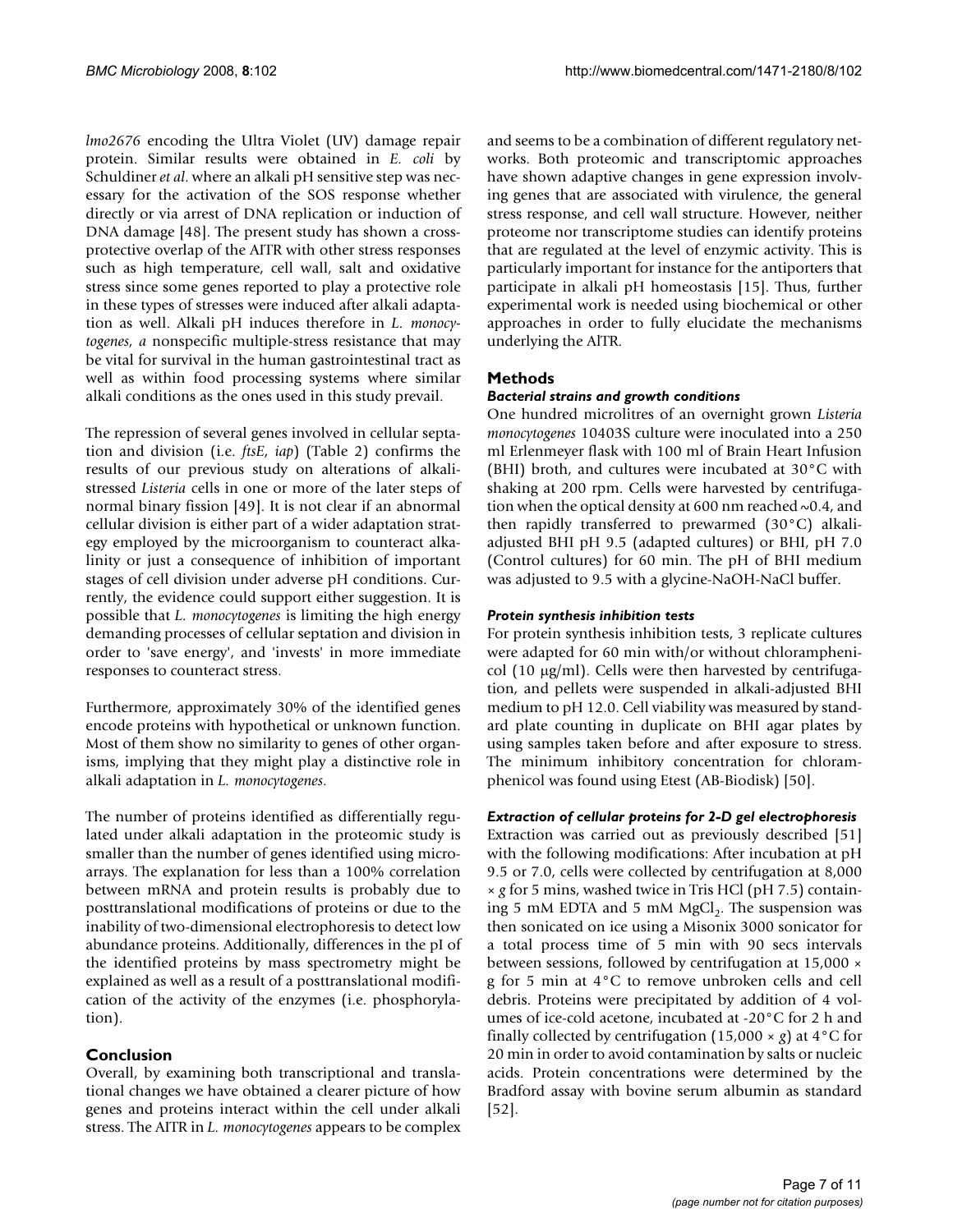*lmo2676* encoding the Ultra Violet (UV) damage repair protein. Similar results were obtained in *E. coli* by Schuldiner *et al*. where an alkali pH sensitive step was necessary for the activation of the SOS response whether directly or via arrest of DNA replication or induction of DNA damage [48]. The present study has shown a cross-protective overlap of the AITR with other stress responses such as high temperature, cell wall, salt and oxidative stress since some genes reported to play a protective role in these types of stresses were induced after alkali adaptation as well. Alkali pH induces therefore in *L. monocytogenes, a* nonspecific multiple-stress resistance that may be vital for survival in the human gastrointestinal tract as well as within food processing systems where similar alkali conditions as the ones used in this study prevail.

The repression of several genes involved in cellular septation and division (i.e. *ftsE*, *iap*) (Table 2) confirms the results of our previous study on alterations of alkali-stressed *Listeria* cells in one or more of the later steps of normal binary fission [49]. It is not clear if an abnormal cellular division is either part of a wider adaptation strategy employed by the microorganism to counteract alkalinity or just a consequence of inhibition of important stages of cell division under adverse pH conditions. Currently, the evidence could support either suggestion. It is possible that *L. monocytogenes* is limiting the high energy demanding processes of cellular septation and division in order to 'save energy', and 'invests' in more immediate responses to counteract stress.

Furthermore, approximately 30% of the identified genes encode proteins with hypothetical or unknown function. Most of them show no similarity to genes of other organisms, implying that they might play a distinctive role in alkali adaptation in *L. monocytogenes*.

The number of proteins identified as differentially regulated under alkali adaptation in the proteomic study is smaller than the number of genes identified using microarrays. The explanation for less than a 100% correlation between mRNA and protein results is probably due to posttranslational modifications of proteins or due to the inability of two-dimensional electrophoresis to detect low abundance proteins. Additionally, differences in the pI of the identified proteins by mass spectrometry might be explained as well as a result of a posttranslational modification of the activity of the enzymes (i.e. phosphorylation).

## Conclusion

Overall, by examining both transcriptional and translational changes we have obtained a clearer picture of how genes and proteins interact within the cell under alkali stress. The AITR in *L. monocytogenes* appears to be complex and seems to be a combination of different regulatory networks. Both proteomic and transcriptomic approaches have shown adaptive changes in gene expression involving genes that are associated with virulence, the general stress response, and cell wall structure. However, neither proteome nor transcriptome studies can identify proteins that are regulated at the level of enzymic activity. This is particularly important for instance for the antiporters that participate in alkali pH homeostasis [15]. Thus, further experimental work is needed using biochemical or other approaches in order to fully elucidate the mechanisms underlying the AlTR.

## Methods

### Bacterial strains and growth conditions

One hundred microlitres of an overnight grown *Listeria monocytogenes* 10403S culture were inoculated into a 250 ml Erlenmeyer flask with 100 ml of Brain Heart Infusion (BHI) broth, and cultures were incubated at 30°C with shaking at 200 rpm. Cells were harvested by centrifugation when the optical density at 600 nm reached ~0.4, and then rapidly transferred to prewarmed (30°C) alkali-adjusted BHI pH 9.5 (adapted cultures) or BHI, pH 7.0 (Control cultures) for 60 min. The pH of BHI medium was adjusted to 9.5 with a glycine-NaOH-NaCl buffer.

### Protein synthesis inhibition tests

For protein synthesis inhibition tests, 3 replicate cultures were adapted for 60 min with/or without chloramphenicol (10 μg/ml). Cells were then harvested by centrifugation, and pellets were suspended in alkali-adjusted BHI medium to pH 12.0. Cell viability was measured by standard plate counting in duplicate on BHI agar plates by using samples taken before and after exposure to stress. The minimum inhibitory concentration for chloramphenicol was found using Etest (AB-Biodisk) [50].

### Extraction of cellular proteins for 2-D gel electrophoresis

Extraction was carried out as previously described [51] with the following modifications: After incubation at pH 9.5 or 7.0, cells were collected by centrifugation at 8,000 × *g* for 5 mins, washed twice in Tris HCl (pH 7.5) containing 5 mM EDTA and 5 mM $MgCl_2$. The suspension was then sonicated on ice using a Misonix 3000 sonicator for a total process time of 5 min with 90 secs intervals between sessions, followed by centrifugation at 15,000 × g for 5 min at 4°C to remove unbroken cells and cell debris. Proteins were precipitated by addition of 4 volumes of ice-cold acetone, incubated at -20°C for 2 h and finally collected by centrifugation (15,000 × *g*) at 4°C for 20 min in order to avoid contamination by salts or nucleic acids. Protein concentrations were determined by the Bradford assay with bovine serum albumin as standard [52].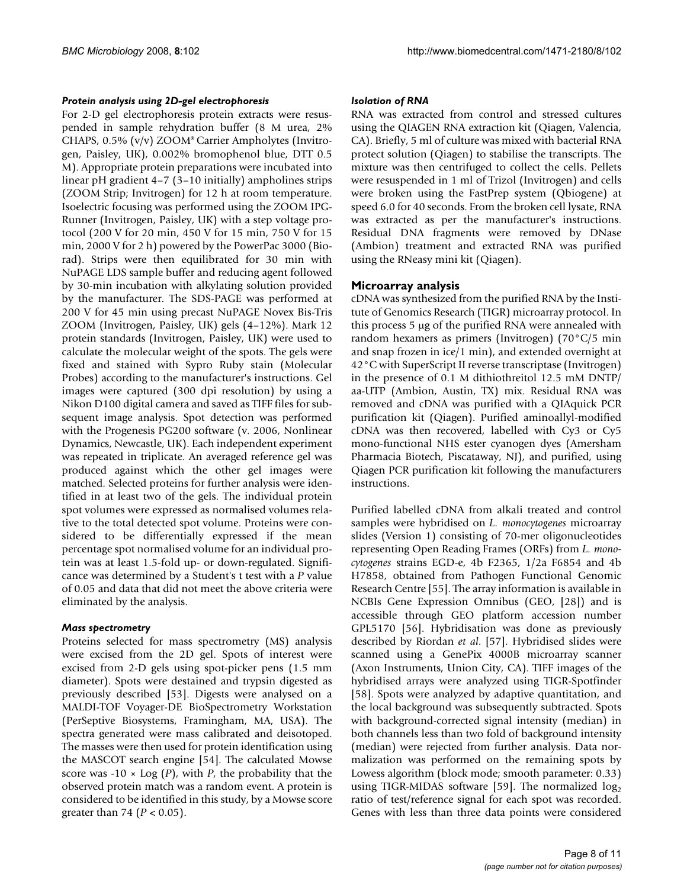### Protein analysis using 2D-gel electrophoresis

For 2-D gel electrophoresis protein extracts were resuspended in sample rehydration buffer (8 M urea, 2% CHAPS, 0.5% (v/v) ZOOM® Carrier Ampholytes (Invitrogen, Paisley, UK), 0.002% bromophenol blue, DTT 0.5 M). Appropriate protein preparations were incubated into linear pH gradient 4–7 (3–10 initially) ampholines strips (ZOOM Strip; Invitrogen) for 12 h at room temperature. Isoelectric focusing was performed using the ZOOM IPG-Runner (Invitrogen, Paisley, UK) with a step voltage protocol (200 V for 20 min, 450 V for 15 min, 750 V for 15 min, 2000 V for 2 h) powered by the PowerPac 3000 (Bio-rad). Strips were then equilibrated for 30 min with NuPAGE LDS sample buffer and reducing agent followed by 30-min incubation with alkylating solution provided by the manufacturer. The SDS-PAGE was performed at 200 V for 45 min using precast NuPAGE Novex Bis-Tris ZOOM (Invitrogen, Paisley, UK) gels (4–12%). Mark 12 protein standards (Invitrogen, Paisley, UK) were used to calculate the molecular weight of the spots. The gels were fixed and stained with Sypro Ruby stain (Molecular Probes) according to the manufacturer's instructions. Gel images were captured (300 dpi resolution) by using a Nikon D100 digital camera and saved as TIFF files for subsequent image analysis. Spot detection was performed with the Progenesis PG200 software (v. 2006, Nonlinear Dynamics, Newcastle, UK). Each independent experiment was repeated in triplicate. An averaged reference gel was produced against which the other gel images were matched. Selected proteins for further analysis were identified in at least two of the gels. The individual protein spot volumes were expressed as normalised volumes relative to the total detected spot volume. Proteins were considered to be differentially expressed if the mean percentage spot normalised volume for an individual protein was at least 1.5-fold up- or down-regulated. Significance was determined by a Student's t test with a *P* value of 0.05 and data that did not meet the above criteria were eliminated by the analysis.

### Mass spectrometry

Proteins selected for mass spectrometry (MS) analysis were excised from the 2D gel. Spots of interest were excised from 2-D gels using spot-picker pens (1.5 mm diameter). Spots were destained and trypsin digested as previously described [53]. Digests were analysed on a MALDI-TOF Voyager-DE BioSpectrometry Workstation (PerSeptive Biosystems, Framingham, MA, USA). The spectra generated were mass calibrated and deisotoped. The masses were then used for protein identification using the MASCOT search engine [54]. The calculated Mowse score was $-10 \times \text{Log}(P)$, with *P*, the probability that the observed protein match was a random event. A protein is considered to be identified in this study, by a Mowse score greater than 74 ($P < 0.05$).

### Isolation of RNA

RNA was extracted from control and stressed cultures using the QIAGEN RNA extraction kit (Qiagen, Valencia, CA). Briefly, 5 ml of culture was mixed with bacterial RNA protect solution (Qiagen) to stabilise the transcripts. The mixture was then centrifuged to collect the cells. Pellets were resuspended in 1 ml of Trizol (Invitrogen) and cells were broken using the FastPrep system (Qbiogene) at speed 6.0 for 40 seconds. From the broken cell lysate, RNA was extracted as per the manufacturer's instructions. Residual DNA fragments were removed by DNase (Ambion) treatment and extracted RNA was purified using the RNeasy mini kit (Qiagen).

## Microarray analysis

cDNA was synthesized from the purified RNA by the Institute of Genomics Research (TIGR) microarray protocol. In this process 5 μg of the purified RNA were annealed with random hexamers as primers (Invitrogen) (70°C/5 min and snap frozen in ice/1 min), and extended overnight at 42°C with SuperScript II reverse transcriptase (Invitrogen) in the presence of 0.1 M dithiothreitol 12.5 mM DNTP/aa-UTP (Ambion, Austin, TX) mix. Residual RNA was removed and cDNA was purified with a QIAquick PCR purification kit (Qiagen). Purified aminoallyl-modified cDNA was then recovered, labelled with Cy3 or Cy5 mono-functional NHS ester cyanogen dyes (Amersham Pharmacia Biotech, Piscataway, NJ), and purified, using Qiagen PCR purification kit following the manufacturers instructions.

Purified labelled cDNA from alkali treated and control samples were hybridised on *L. monocytogenes* microarray slides (Version 1) consisting of 70-mer oligonucleotides representing Open Reading Frames (ORFs) from *L. monocytogenes* strains EGD-e, 4b F2365, 1/2a F6854 and 4b H7858, obtained from Pathogen Functional Genomic Research Centre [55]. The array information is available in NCBIs Gene Expression Omnibus (GEO, [28]) and is accessible through GEO platform accession number GPL5170 [56]. Hybridisation was done as previously described by Riordan *et al*. [57]. Hybridised slides were scanned using a GenePix 4000B microarray scanner (Axon Instruments, Union City, CA). TIFF images of the hybridised arrays were analyzed using TIGR-Spotfinder [58]. Spots were analyzed by adaptive quantitation, and the local background was subsequently subtracted. Spots with background-corrected signal intensity (median) in both channels less than two fold of background intensity (median) were rejected from further analysis. Data normalization was performed on the remaining spots by Lowess algorithm (block mode; smooth parameter: 0.33) using TIGR-MIDAS software [59]. The normalized $\log_2$ ratio of test/reference signal for each spot was recorded. Genes with less than three data points were considered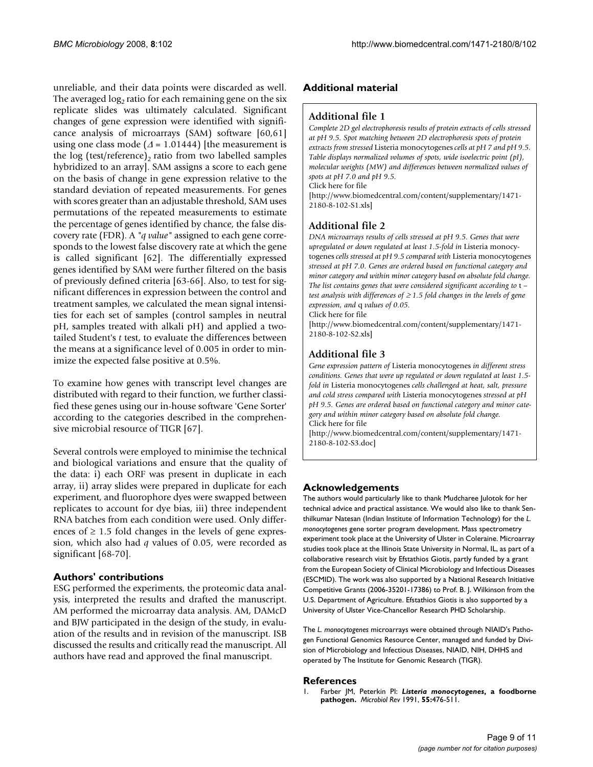unreliable, and their data points were discarded as well. The averaged $\log_2$ ratio for each remaining gene on the six replicate slides was ultimately calculated. Significant changes of gene expression were identified with significance analysis of microarrays (SAM) software [60,61] using one class mode ($\Delta = 1.01444$) [the measurement is the log $(\text{test/reference})_2$ ratio from two labelled samples hybridized to an array]. SAM assigns a score to each gene on the basis of change in gene expression relative to the standard deviation of repeated measurements. For genes with scores greater than an adjustable threshold, SAM uses permutations of the repeated measurements to estimate the percentage of genes identified by chance, the false discovery rate (FDR). A "*q value*" assigned to each gene corresponds to the lowest false discovery rate at which the gene is called significant [62]. The differentially expressed genes identified by SAM were further filtered on the basis of previously defined criteria [63-66]. Also, to test for significant differences in expression between the control and treatment samples, we calculated the mean signal intensities for each set of samples (control samples in neutral pH, samples treated with alkali pH) and applied a two-tailed Student's *t* test, to evaluate the differences between the means at a significance level of 0.005 in order to minimize the expected false positive at 0.5%.

To examine how genes with transcript level changes are distributed with regard to their function, we further classified these genes using our in-house software 'Gene Sorter' according to the categories described in the comprehensive microbial resource of TIGR [67].

Several controls were employed to minimise the technical and biological variations and ensure that the quality of the data: i) each ORF was present in duplicate in each array, ii) array slides were prepared in duplicate for each experiment, and fluorophore dyes were swapped between replicates to account for dye bias, iii) three independent RNA batches from each condition were used. Only differences of $\geq 1.5$ fold changes in the levels of gene expression, which also had *q* values of 0.05, were recorded as significant [68-70].

## Authors' contributions

ESG performed the experiments, the proteomic data analysis, interpreted the results and drafted the manuscript. AM performed the microarray data analysis. AM, DAMcD and BJW participated in the design of the study, in evaluation of the results and in revision of the manuscript. ISB discussed the results and critically read the manuscript. All authors have read and approved the final manuscript.

## Additional material

### Additional file 1

*Complete 2D gel electrophoresis results of protein extracts of cells stressed at pH 9.5. Spot matching between 2D electrophoresis spots of protein extracts from stressed* Listeria monocytogenes *cells at pH 7 and pH 9.5. Table displays normalized volumes of spots, wide isoelectric point (pI), molecular weights (MW) and differences between normalized values of spots at pH 7.0 and pH 9.5.*

Click here for file

[http://www.biomedcentral.com/content/supplementary/1471-2180-8-102-S1.xls]

### Additional file 2

*DNA microarrays results of cells stressed at pH 9.5. Genes that were upregulated or down regulated at least 1.5-fold in* Listeria monocytogenes *cells stressed at pH 9.5 compared with* Listeria monocytogenes *stressed at pH 7.0. Genes are ordered based on functional category and minor category and within minor category based on absolute fold change. The list contains genes that were considered significant according to* t *– test analysis with differences of ≥ 1.5 fold changes in the levels of gene expression, and* q *values of 0.05.*

Click here for file

[http://www.biomedcentral.com/content/supplementary/1471-2180-8-102-S2.xls]

### Additional file 3

*Gene expression pattern of* Listeria monocytogenes *in different stress conditions. Genes that were up regulated or down regulated at least 1.5-fold in* Listeria monocytogenes *cells challenged at heat, salt, pressure and cold stress compared with* Listeria monocytogenes *stressed at pH pH 9.5. Genes are ordered based on functional category and minor category and within minor category based on absolute fold change.*

Click here for file

[http://www.biomedcentral.com/content/supplementary/1471-2180-8-102-S3.doc]

## Acknowledgements

The authors would particularly like to thank Mudcharee Julotok for her technical advice and practical assistance. We would also like to thank Senthilkumar Natesan (Indian Institute of Information Technology) for the *L. monocytogenes* gene sorter program development. Mass spectrometry experiment took place at the University of Ulster in Coleraine. Microarray studies took place at the Illinois State University in Normal, IL, as part of a collaborative research visit by Efstathios Giotis, partly funded by a grant from the European Society of Clinical Microbiology and Infectious Diseases (ESCMID). The work was also supported by a National Research Initiative Competitive Grants (2006-35201-17386) to Prof. B. J. Wilkinson from the U.S. Department of Agriculture. Efstathios Giotis is also supported by a University of Ulster Vice-Chancellor Research PHD Scholarship.

The *L. monocytogenes* microarrays were obtained through NIAID's Pathogen Functional Genomics Resource Center, managed and funded by Division of Microbiology and Infectious Diseases, NIAID, NIH, DHHS and operated by The Institute for Genomic Research (TIGR).

## References

1. Farber JM, Peterkin PI: ***Listeria monocytogenes*, a foodborne pathogen.** *Microbiol Rev* 1991, **55:**476-511.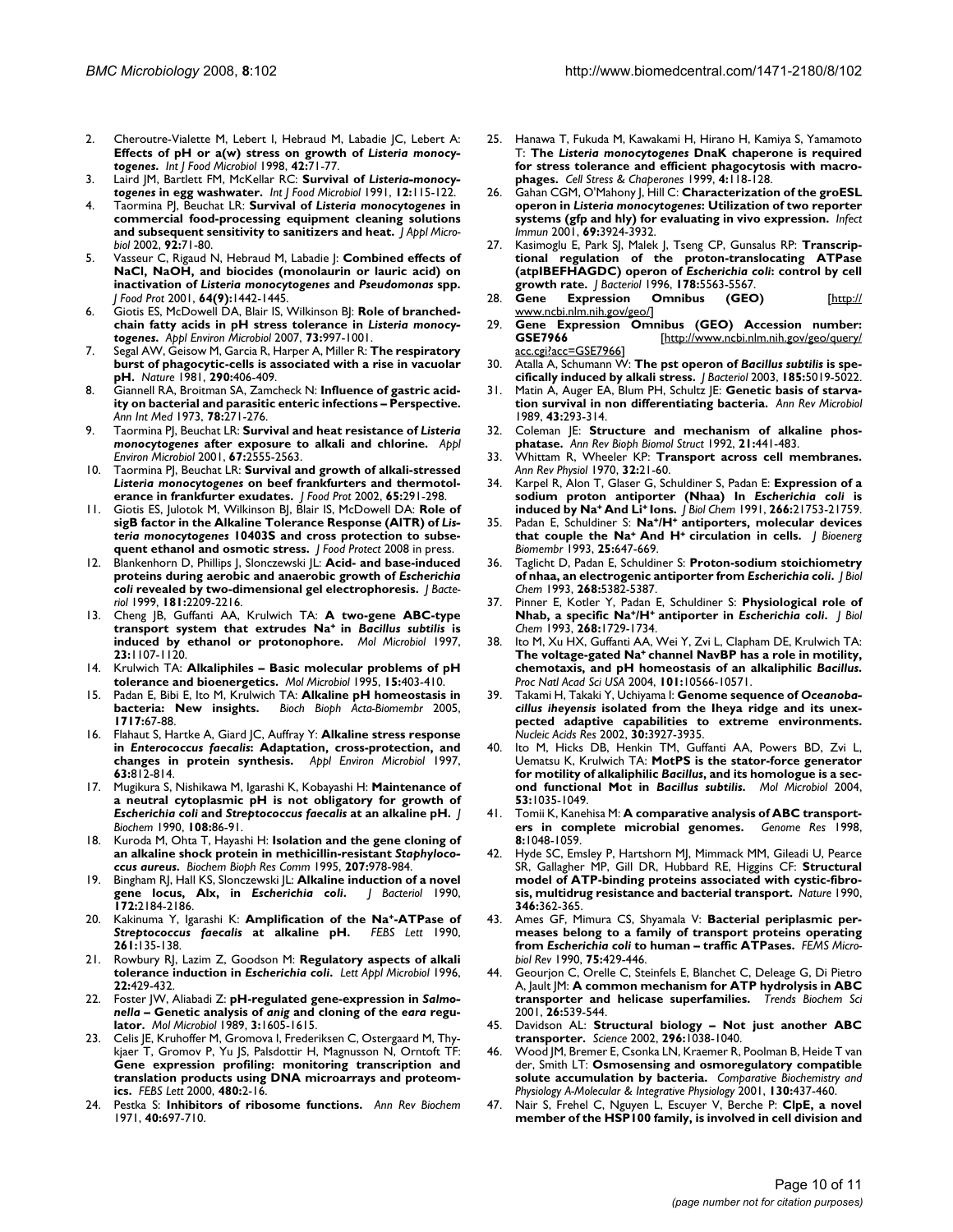2. Cheroutre-Vialette M, Lebert I, Hebraud M, Labadie JC, Lebert A: **Effects of pH or a(w) stress on growth of *Listeria monocytogenes*.** *Int J Food Microbiol* 1998, **42:**71-77.
3. Laird JM, Bartlett FM, McKellar RC: **Survival of *Listeria-monocytogenes* in egg washwater.** *Int J Food Microbiol* 1991, **12:**115-122.
4. Taormina PJ, Beuchat LR: **Survival of *Listeria monocytogenes* in commercial food-processing equipment cleaning solutions and subsequent sensitivity to sanitizers and heat.** *J Appl Microbiol* 2002, **92:**71-80.
5. Vasseur C, Rigaud N, Hebraud M, Labadie J: **Combined effects of NaCl, NaOH, and biocides (monolaurin or lauric acid) on inactivation of *Listeria monocytogenes* and *Pseudomonas* spp.** *J Food Prot* 2001, **64(9):**1442-1445.
6. Giotis ES, McDowell DA, Blair IS, Wilkinson BJ: **Role of branched-chain fatty acids in pH stress tolerance in *Listeria monocytogenes*.** *Appl Environ Microbiol* 2007, **73:**997-1001.
7. Segal AW, Geisow M, Garcia R, Harper A, Miller R: **The respiratory burst of phagocytic-cells is associated with a rise in vacuolar pH.** *Nature* 1981, **290:**406-409.
8. Giannell RA, Broitman SA, Zamcheck N: **Influence of gastric acidity on bacterial and parasitic enteric infections – Perspective.** *Ann Int Med* 1973, **78:**271-276.
9. Taormina PJ, Beuchat LR: **Survival and heat resistance of *Listeria monocytogenes* after exposure to alkali and chlorine.** *Appl Environ Microbiol* 2001, **67:**2555-2563.
10. Taormina PJ, Beuchat LR: **Survival and growth of alkali-stressed *Listeria monocytogenes* on beef frankfurters and thermotolerance in frankfurter exudates.** *J Food Prot* 2002, **65:**291-298.
11. Giotis ES, Julotok M, Wilkinson BJ, Blair IS, McDowell DA: **Role of sigB factor in the Alkaline Tolerance Response (AlTR) of *Listeria monocytogenes* 10403S and cross protection to subsequent ethanol and osmotic stress.** *J Food Protect* 2008 in press.
12. Blankenhorn D, Phillips J, Slonczewski JL: **Acid- and base-induced proteins during aerobic and anaerobic growth of *Escherichia coli* revealed by two-dimensional gel electrophoresis.** *J Bacteriol* 1999, **181:**2209-2216.
13. Cheng JB, Guffanti AA, Krulwich TA: **A two-gene ABC-type transport system that extrudes $Na^+$ in *Bacillus subtilis* is induced by ethanol or protonophore.** *Mol Microbiol* 1997, **23:**1107-1120.
14. Krulwich TA: **Alkaliphiles – Basic molecular problems of pH tolerance and bioenergetics.** *Mol Microbiol* 1995, **15:**403-410.
15. Padan E, Bibi E, Ito M, Krulwich TA: **Alkaline pH homeostasis in bacteria: New insights.** *Bioch Bioph Acta-Biomembr* 2005, **1717:**67-88.
16. Flahaut S, Hartke A, Giard JC, Auffray Y: **Alkaline stress response in *Enterococcus faecalis*: Adaptation, cross-protection, and changes in protein synthesis.** *Appl Environ Microbiol* 1997, **63:**812-814.
17. Mugikura S, Nishikawa M, Igarashi K, Kobayashi H: **Maintenance of a neutral cytoplasmic pH is not obligatory for growth of *Escherichia coli* and *Streptococcus faecalis* at an alkaline pH.** *J Biochem* 1990, **108:**86-91.
18. Kuroda M, Ohta T, Hayashi H: **Isolation and the gene cloning of an alkaline shock protein in methicillin-resistant *Staphylococcus aureus*.** *Biochem Bioph Res Comm* 1995, **207:**978-984.
19. Bingham RJ, Hall KS, Slonczewski JL: **Alkaline induction of a novel gene locus, Alx, in *Escherichia coli*.** *J Bacteriol* 1990, **172:**2184-2186.
20. Kakinuma Y, Igarashi K: **Amplification of the $Na^+$-ATPase of *Streptococcus faecalis* at alkaline pH.** *FEBS Lett* 1990, **261:**135-138.
21. Rowbury RJ, Lazim Z, Goodson M: **Regulatory aspects of alkali tolerance induction in *Escherichia coli*.** *Lett Appl Microbiol* 1996, **22:**429-432.
22. Foster JW, Aliabadi Z: **pH-regulated gene-expression in *Salmonella* – Genetic analysis of *anig* and cloning of the *eara* regulator.** *Mol Microbiol* 1989, **3:**1605-1615.
23. Celis JE, Kruhoffer M, Gromova I, Frederiksen C, Ostergaard M, Thykjaer T, Gromov P, Yu JS, Palsdottir H, Magnusson N, Orntoft TF: **Gene expression profiling: monitoring transcription and translation products using DNA microarrays and proteomics.** *FEBS Lett* 2000, **480:**2-16.
24. Pestka S: **Inhibitors of ribosome functions.** *Ann Rev Biochem* 1971, **40:**697-710.
25. Hanawa T, Fukuda M, Kawakami H, Hirano H, Kamiya S, Yamamoto T: **The *Listeria monocytogenes* DnaK chaperone is required for stress tolerance and efficient phagocytosis with macrophages.** *Cell Stress & Chaperones* 1999, **4:**118-128.
26. Gahan CGM, O'Mahony J, Hill C: **Characterization of the groESL operon in *Listeria monocytogenes*: Utilization of two reporter systems (gfp and hly) for evaluating in vivo expression.** *Infect Immun* 2001, **69:**3924-3932.
27. Kasimoglu E, Park SJ, Malek J, Tseng CP, Gunsalus RP: **Transcriptional regulation of the proton-translocating ATPase (atpIBEFHAGDC) operon of *Escherichia coli*: control by cell growth rate.** *J Bacteriol* 1996, **178:**5563-5567.
28. **Gene Expression Omnibus (GEO)** [http://www.ncbi.nlm.nih.gov/geo/]
29. **Gene Expression Omnibus (GEO) Accession number: GSE7966** [http://www.ncbi.nlm.nih.gov/geo/query/acc.cgi?acc=GSE7966]
30. Atalla A, Schumann W: **The pst operon of *Bacillus subtilis* is specifically induced by alkali stress.** *J Bacteriol* 2003, **185:**5019-5022.
31. Matin A, Auger EA, Blum PH, Schultz JE: **Genetic basis of starvation survival in non differentiating bacteria.** *Ann Rev Microbiol* 1989, **43:**293-314.
32. Coleman JE: **Structure and mechanism of alkaline phosphatase.** *Ann Rev Bioph Biomol Struct* 1992, **21:**441-483.
33. Whittam R, Wheeler KP: **Transport across cell membranes.** *Ann Rev Physiol* 1970, **32:**21-60.
34. Karpel R, Alon T, Glaser G, Schuldiner S, Padan E: **Expression of a sodium proton antiporter (Nhaa) In *Escherichia coli* is induced by $Na^+$ And $Li^+$ Ions.** *J Biol Chem* 1991, **266:**21753-21759.
35. Padan E, Schuldiner S: **$Na^+/H^+$ antiporters, molecular devices that couple the $Na^+$ And $H^+$ circulation in cells.** *J Bioenerg Biomembr* 1993, **25:**647-669.
36. Taglicht D, Padan E, Schuldiner S: **Proton-sodium stoichiometry of nhaa, an electrogenic antiporter from *Escherichia coli*.** *J Biol Chem* 1993, **268:**5382-5387.
37. Pinner E, Kotler Y, Padan E, Schuldiner S: **Physiological role of Nhab, a specific $Na^+/H^+$ antiporter in *Escherichia coli*.** *J Biol Chem* 1993, **268:**1729-1734.
38. Ito M, Xu HX, Guffanti AA, Wei Y, Zvi L, Clapham DE, Krulwich TA: **The voltage-gated $Na^+$ channel NavBP has a role in motility, chemotaxis, and pH homeostasis of an alkaliphilic *Bacillus*.** *Proc Natl Acad Sci USA* 2004, **101:**10566-10571.
39. Takami H, Takaki Y, Uchiyama I: **Genome sequence of *Oceanobacillus iheyensis* isolated from the Iheya ridge and its unexpected adaptive capabilities to extreme environments.** *Nucleic Acids Res* 2002, **30:**3927-3935.
40. Ito M, Hicks DB, Henkin TM, Guffanti AA, Powers BD, Zvi L, Uematsu K, Krulwich TA: **MotPS is the stator-force generator for motility of alkaliphilic *Bacillus*, and its homologue is a second functional Mot in *Bacillus subtilis*.** *Mol Microbiol* 2004, **53:**1035-1049.
41. Tomii K, Kanehisa M: **A comparative analysis of ABC transporters in complete microbial genomes.** *Genome Res* 1998, **8:**1048-1059.
42. Hyde SC, Emsley P, Hartshorn MJ, Mimmack MM, Gileadi U, Pearce SR, Gallagher MP, Gill DR, Hubbard RE, Higgins CF: **Structural model of ATP-binding proteins associated with cystic-fibrosis, multidrug resistance and bacterial transport.** *Nature* 1990, **346:**362-365.
43. Ames GF, Mimura CS, Shyamala V: **Bacterial periplasmic permeases belong to a family of transport proteins operating from *Escherichia coli* to human – traffic ATPases.** *FEMS Microbiol Rev* 1990, **75:**429-446.
44. Geourjon C, Orelle C, Steinfels E, Blanchet C, Deleage G, Di Pietro A, Jault JM: **A common mechanism for ATP hydrolysis in ABC transporter and helicase superfamilies.** *Trends Biochem Sci* 2001, **26:**539-544.
45. Davidson AL: **Structural biology – Not just another ABC transporter.** *Science* 2002, **296:**1038-1040.
46. Wood JM, Bremer E, Csonka LN, Kraemer R, Poolman B, Heide T van der, Smith LT: **Osmosensing and osmoregulatory compatible solute accumulation by bacteria.** *Comparative Biochemistry and Physiology A-Molecular & Integrative Physiology* 2001, **130:**437-460.
47. Nair S, Frehel C, Nguyen L, Escuyer V, Berche P: **ClpE, a novel member of the HSP100 family, is involved in cell division and**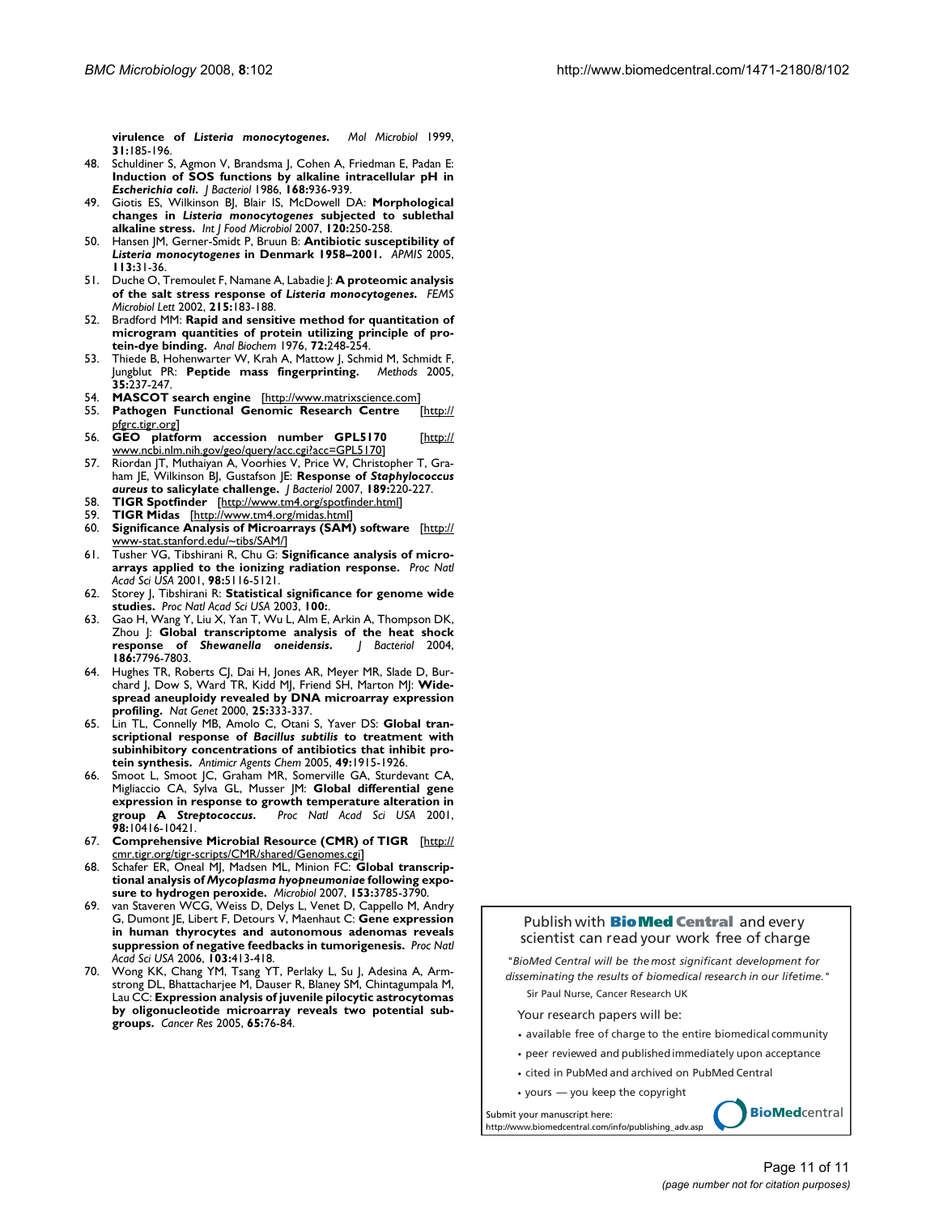virulence of *Listeria monocytogenes*. *Mol Microbiol* 1999, **31:**185-196.

48. Schuldiner S, Agmon V, Brandsma J, Cohen A, Friedman E, Padan E: **Induction of SOS functions by alkaline intracellular pH in *Escherichia coli*.** *J Bacteriol* 1986, **168:**936-939.
49. Giotis ES, Wilkinson BJ, Blair IS, McDowell DA: **Morphological changes in *Listeria monocytogenes* subjected to sublethal alkaline stress.** *Int J Food Microbiol* 2007, **120:**250-258.
50. Hansen JM, Gerner-Smidt P, Bruun B: **Antibiotic susceptibility of *Listeria monocytogenes* in Denmark 1958–2001.** *APMIS* 2005, **113:**31-36.
51. Duche O, Tremoulet F, Namane A, Labadie J: **A proteomic analysis of the salt stress response of *Listeria monocytogenes*.** *FEMS Microbiol Lett* 2002, **215:**183-188.
52. Bradford MM: **Rapid and sensitive method for quantitation of microgram quantities of protein utilizing principle of protein-dye binding.** *Anal Biochem* 1976, **72:**248-254.
53. Thiede B, Hohenwarter W, Krah A, Mattow J, Schmid M, Schmidt F, Jungblut PR: **Peptide mass fingerprinting.** *Methods* 2005, **35:**237-247.
54. **MASCOT search engine** [http://www.matrixscience.com]
55. **Pathogen Functional Genomic Research Centre** [http://pfgrc.tigr.org]
56. **GEO platform accession number GPL5170** [http://www.ncbi.nlm.nih.gov/geo/query/acc.cgi?acc=GPL5170]
57. Riordan JT, Muthaiyan A, Voorhies V, Price W, Christopher T, Graham JE, Wilkinson BJ, Gustafson JE: **Response of *Staphylococcus aureus* to salicylate challenge.** *J Bacteriol* 2007, **189:**220-227.
58. **TIGR Spotfinder** [http://www.tm4.org/spotfinder.html]
59. **TIGR Midas** [http://www.tm4.org/midas.html]
60. **Significance Analysis of Microarrays (SAM) software** [http://www-stat.stanford.edu/~tibs/SAM/]
61. Tusher VG, Tibshirani R, Chu G: **Significance analysis of microarrays applied to the ionizing radiation response.** *Proc Natl Acad Sci USA* 2001, **98:**5116-5121.
62. Storey J, Tibshirani R: **Statistical significance for genome wide studies.** *Proc Natl Acad Sci USA* 2003, **100:**.
63. Gao H, Wang Y, Liu X, Yan T, Wu L, Alm E, Arkin A, Thompson DK, Zhou J: **Global transcriptome analysis of the heat shock response of *Shewanella oneidensis*.** *J Bacteriol* 2004, **186:**7796-7803.
64. Hughes TR, Roberts CJ, Dai H, Jones AR, Meyer MR, Slade D, Burchard J, Dow S, Ward TR, Kidd MJ, Friend SH, Marton MJ: **Widespread aneuploidy revealed by DNA microarray expression profiling.** *Nat Genet* 2000, **25:**333-337.
65. Lin TL, Connelly MB, Amolo C, Otani S, Yaver DS: **Global transcriptional response of *Bacillus subtilis* to treatment with subinhibitory concentrations of antibiotics that inhibit protein synthesis.** *Antimicr Agents Chem* 2005, **49:**1915-1926.
66. Smoot L, Smoot JC, Graham MR, Somerville GA, Sturdevant CA, Migliaccio CA, Sylva GL, Musser JM: **Global differential gene expression in response to growth temperature alteration in group A *Streptococcus*.** *Proc Natl Acad Sci USA* 2001, **98:**10416-10421.
67. **Comprehensive Microbial Resource (CMR) of TIGR** [http://cmr.tigr.org/tigr-scripts/CMR/shared/Genomes.cgi]
68. Schafer ER, Oneal MJ, Madsen ML, Minion FC: **Global transcriptional analysis of *Mycoplasma hyopneumoniae* following exposure to hydrogen peroxide.** *Microbiol* 2007, **153:**3785-3790.
69. van Staveren WCG, Weiss D, Delys L, Venet D, Cappello M, Andry G, Dumont JE, Libert F, Detours V, Maenhaut C: **Gene expression in human thyrocytes and autonomous adenomas reveals suppression of negative feedbacks in tumorigenesis.** *Proc Natl Acad Sci USA* 2006, **103:**413-418.
70. Wong KK, Chang YM, Tsang YT, Perlaky L, Su J, Adesina A, Armstrong DL, Bhattacharjee M, Dauser R, Blaney SM, Chintagumpala M, Lau CC: **Expression analysis of juvenile pilocytic astrocytomas by oligonucleotide microarray reveals two potential subgroups.** *Cancer Res* 2005, **65:**76-84.

Publish with **BioMed Central** and every scientist can read your work free of charge

*"BioMed Central will be the most significant development for disseminating the results of biomedical research in our lifetime."*

Sir Paul Nurse, Cancer Research UK

Your research papers will be:

- available free of charge to the entire biomedical community
- peer reviewed and published immediately upon acceptance
- cited in PubMed and archived on PubMed Central
- yours — you keep the copyright

Submit your manuscript here:
http://www.biomedcentral.com/info/publishing_adv.asp

**BioMed**central